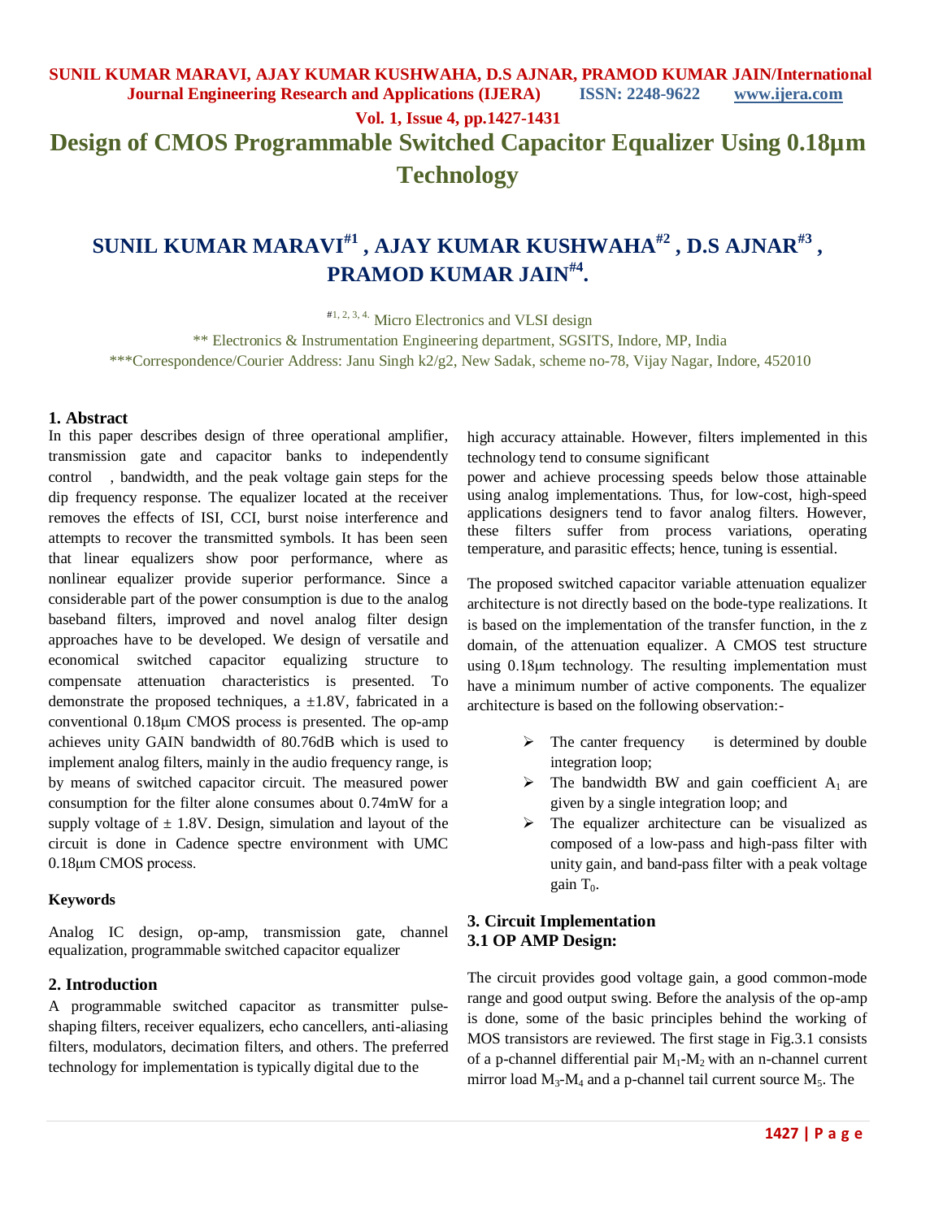# Design of CMOS Programmable Switched Capacitor Equalizer Using 0.18µm Technology

## SUNIL KUMAR MARAVI[#1] , AJAY KUMAR KUSHWAHA[#2] , D.S AJNAR[#3] , PRAMOD KUMAR JAIN[#4].

[#1, 2, 3, 4.] Micro Electronics and VLSI design

** Electronics & Instrumentation Engineering department, SGSITS, Indore, MP, India

***Correspondence/Courier Address: Janu Singh k2/g2, New Sadak, scheme no-78, Vijay Nagar, Indore, 452010

## 1. Abstract

In this paper describes design of three operational amplifier, transmission gate and capacitor banks to independently control , bandwidth, and the peak voltage gain steps for the dip frequency response. The equalizer located at the receiver removes the effects of ISI, CCI, burst noise interference and attempts to recover the transmitted symbols. It has been seen that linear equalizers show poor performance, where as nonlinear equalizer provide superior performance. Since a considerable part of the power consumption is due to the analog baseband filters, improved and novel analog filter design approaches have to be developed. We design of versatile and economical switched capacitor equalizing structure to compensate attenuation characteristics is presented. To demonstrate the proposed techniques, a ±1.8V, fabricated in a conventional 0.18µm CMOS process is presented. The op-amp achieves unity GAIN bandwidth of 80.76dB which is used to implement analog filters, mainly in the audio frequency range, is by means of switched capacitor circuit. The measured power consumption for the filter alone consumes about 0.74mW for a supply voltage of ± 1.8V. Design, simulation and layout of the circuit is done in Cadence spectre environment with UMC 0.18µm CMOS process.

#### Keywords

Analog IC design, op-amp, transmission gate, channel equalization, programmable switched capacitor equalizer

## 2. Introduction

A programmable switched capacitor as transmitter pulse-shaping filters, receiver equalizers, echo cancellers, anti-aliasing filters, modulators, decimation filters, and others. The preferred technology for implementation is typically digital due to the high accuracy attainable. However, filters implemented in this technology tend to consume significant power and achieve processing speeds below those attainable using analog implementations. Thus, for low-cost, high-speed applications designers tend to favor analog filters. However, these filters suffer from process variations, operating temperature, and parasitic effects; hence, tuning is essential.

The proposed switched capacitor variable attenuation equalizer architecture is not directly based on the bode-type realizations. It is based on the implementation of the transfer function, in the z domain, of the attenuation equalizer. A CMOS test structure using 0.18µm technology. The resulting implementation must have a minimum number of active components. The equalizer architecture is based on the following observation:-

- The canter frequency is determined by double integration loop;
- The bandwidth BW and gain coefficient $A_1$ are given by a single integration loop; and
- The equalizer architecture can be visualized as composed of a low-pass and high-pass filter with unity gain, and band-pass filter with a peak voltage gain $T_0$.

## 3. Circuit Implementation

### 3.1 OP AMP Design:

The circuit provides good voltage gain, a good common-mode range and good output swing. Before the analysis of the op-amp is done, some of the basic principles behind the working of MOS transistors are reviewed. The first stage in Fig.3.1 consists of a p-channel differential pair $M_1$-$M_2$ with an n-channel current mirror load $M_3$-$M_4$ and a p-channel tail current source $M_5$. The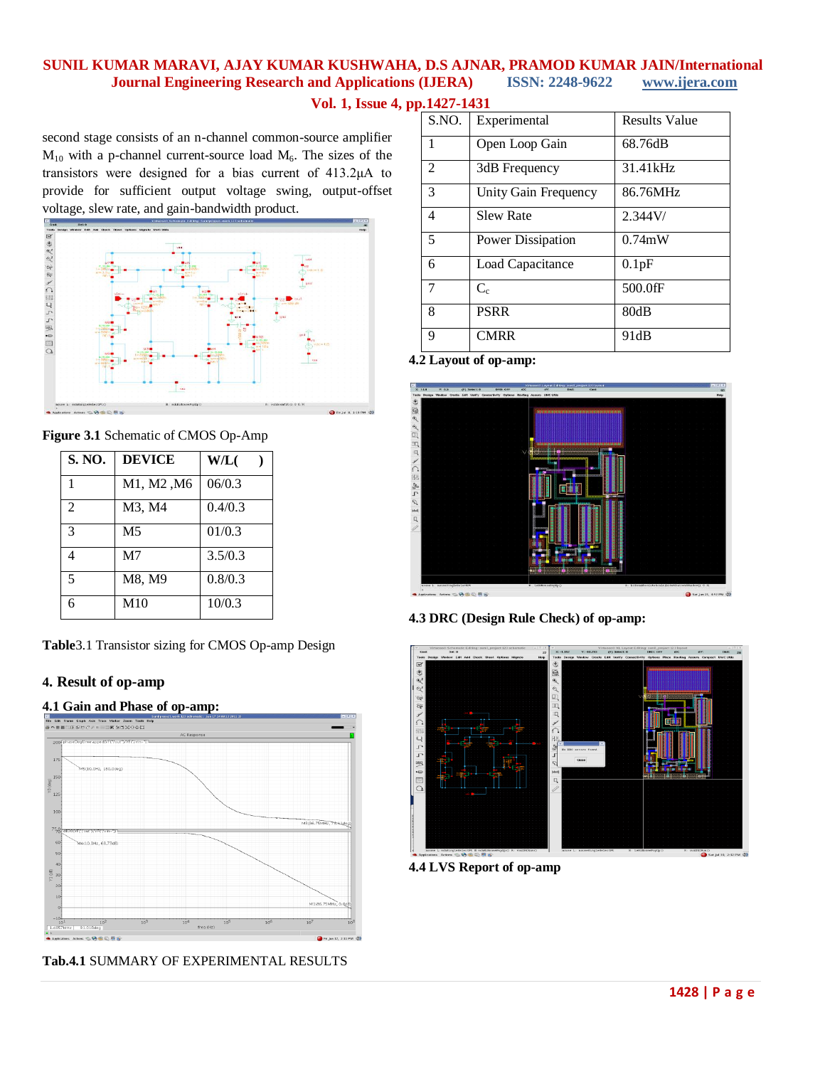second stage consists of an n-channel common-source amplifier $M_{10}$ with a p-channel current-source load $M_6$. The sizes of the transistors were designed for a bias current of 413.2µA to provide for sufficient output voltage swing, output-offset voltage, slew rate, and gain-bandwidth product.

**Figure 3.1** Schematic of CMOS Op-Amp

| S. NO. | DEVICE | W/L( ) |
|---|---|---|
| 1 | M1, M2 ,M6 | 06/0.3 |
| 2 | M3, M4 | 0.4/0.3 |
| 3 | M5 | 01/0.3 |
| 4 | M7 | 3.5/0.3 |
| 5 | M8, M9 | 0.8/0.3 |
| 6 | M10 | 10/0.3 |

**Table**3.1 Transistor sizing for CMOS Op-amp Design

## 4. Result of op-amp

### 4.1 Gain and Phase of op-amp:

**Tab.4.1** SUMMARY OF EXPERIMENTAL RESULTS

| S.NO. | Experimental | Results Value |
|---|---|---|
| 1 | Open Loop Gain | 68.76dB |
| 2 | 3dB Frequency | 31.41kHz |
| 3 | Unity Gain Frequency | 86.76MHz |
| 4 | Slew Rate | 2.344V/ |
| 5 | Power Dissipation | 0.74mW |
| 6 | Load Capacitance | 0.1pF |
| 7 | $C_c$ | 500.0fF |
| 8 | PSRR | 80dB |
| 9 | CMRR | 91dB |

### 4.2 Layout of op-amp:

### 4.3 DRC (Design Rule Check) of op-amp:

### 4.4 LVS Report of op-amp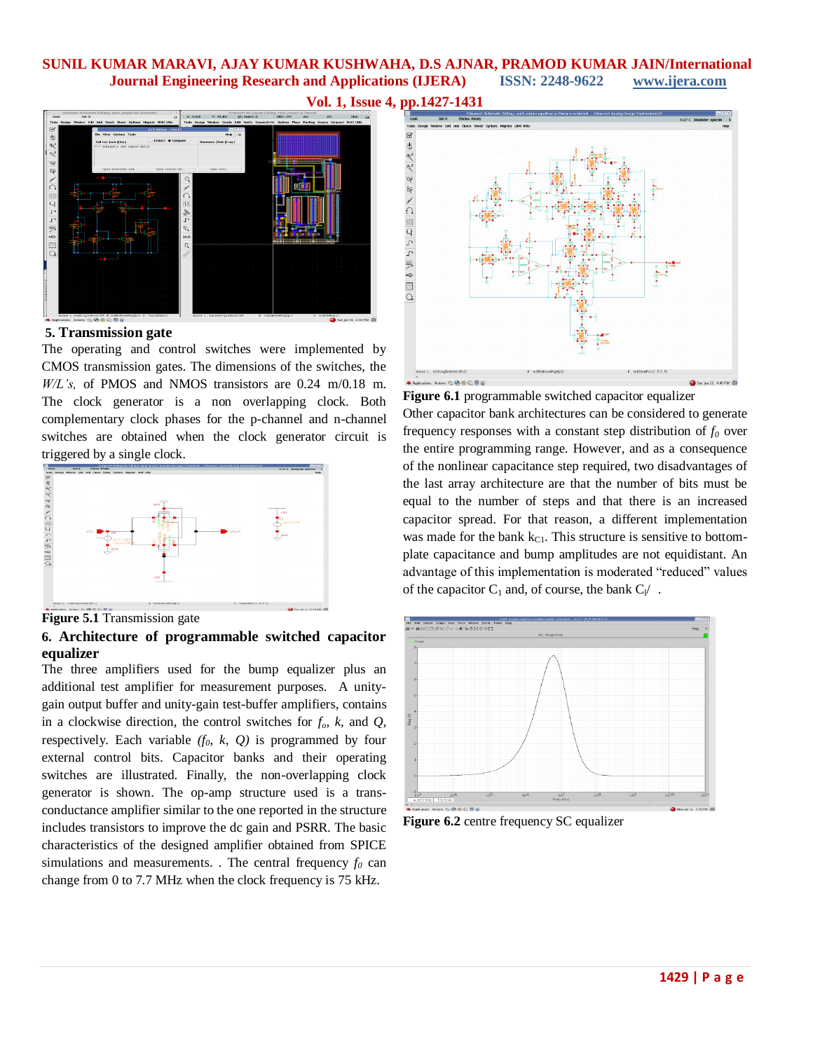## 5. Transmission gate

The operating and control switches were implemented by CMOS transmission gates. The dimensions of the switches, the *W/L's,* of PMOS and NMOS transistors are 0.24 m/0.18 m. The clock generator is a non overlapping clock. Both complementary clock phases for the p-channel and n-channel switches are obtained when the clock generator circuit is triggered by a single clock.

**Figure 5.1** Transmission gate

## 6. Architecture of programmable switched capacitor equalizer

The three amplifiers used for the bump equalizer plus an additional test amplifier for measurement purposes. A unity-gain output buffer and unity-gain test-buffer amplifiers, contains in a clockwise direction, the control switches for $f_o$, $k$, and $Q$, respectively. Each variable $(f_0, k, Q)$ is programmed by four external control bits. Capacitor banks and their operating switches are illustrated. Finally, the non-overlapping clock generator is shown. The op-amp structure used is a trans-conductance amplifier similar to the one reported in the structure includes transistors to improve the dc gain and PSRR. The basic characteristics of the designed amplifier obtained from SPICE simulations and measurements. . The central frequency $f_0$ can change from 0 to 7.7 MHz when the clock frequency is 75 kHz.

**Figure 6.1** programmable switched capacitor equalizer

Other capacitor bank architectures can be considered to generate frequency responses with a constant step distribution of $f_0$ over the entire programming range. However, and as a consequence of the nonlinear capacitance step required, two disadvantages of the last array architecture are that the number of bits must be equal to the number of steps and that there is an increased capacitor spread. For that reason, a different implementation was made for the bank $k_{C1}$. This structure is sensitive to bottom-plate capacitance and bump amplitudes are not equidistant. An advantage of this implementation is moderated "reduced" values of the capacitor $C_1$ and, of course, the bank $C_l/$ .

**Figure 6.2** centre frequency SC equalizer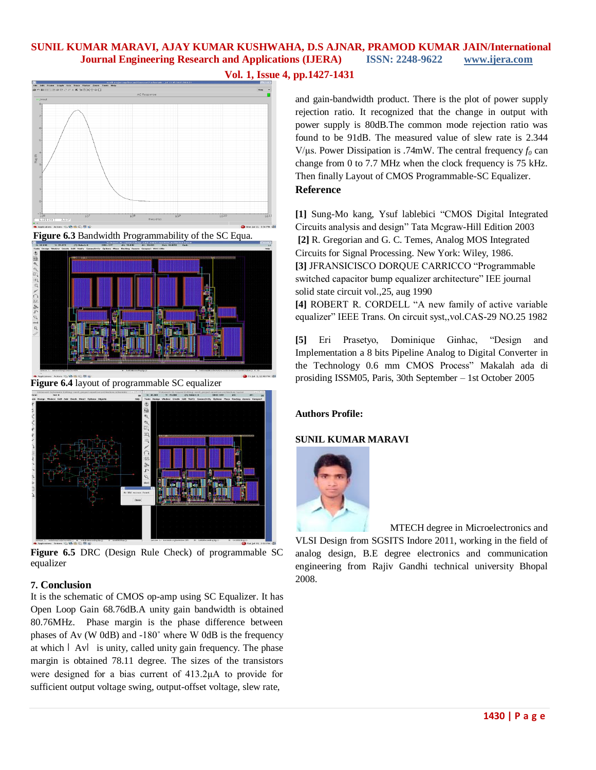Figure 6.3 Bandwidth Programmability of the SC Equa.

Figure 6.4 layout of programmable SC equalizer

Figure 6.5 DRC (Design Rule Check) of programmable SC equalizer

## 7. Conclusion

It is the schematic of CMOS op-amp using SC Equalizer. It has Open Loop Gain 68.76dB.A unity gain bandwidth is obtained 80.76MHz. Phase margin is the phase difference between phases of Av (W 0dB) and -180˚ where W 0dB is the frequency at which ∣ Av∣ is unity, called unity gain frequency. The phase margin is obtained 78.11 degree. The sizes of the transistors were designed for a bias current of 413.2µA to provide for sufficient output voltage swing, output-offset voltage, slew rate, and gain-bandwidth product. There is the plot of power supply rejection ratio. It recognized that the change in output with power supply is 80dB.The common mode rejection ratio was found to be 91dB. The measured value of slew rate is 2.344 V/µs. Power Dissipation is .74mW. The central frequency $f_0$ can change from 0 to 7.7 MHz when the clock frequency is 75 kHz. Then finally Layout of CMOS Programmable-SC Equalizer.

## Reference

**[1]** Sung-Mo kang, Ysuf lablebici "CMOS Digital Integrated Circuits analysis and design" Tata Mcgraw-Hill Edition 2003

**[2]** R. Gregorian and G. C. Temes, Analog MOS Integrated Circuits for Signal Processing. New York: Wiley, 1986.

**[3]** JFRANSICISCO DORQUE CARRICCO "Programmable switched capacitor bump equalizer architecture" IEE journal solid state circuit vol.,25, aug 1990

**[4]** ROBERT R. CORDELL "A new family of active variable equalizer" IEEE Trans. On circuit syst,,vol.CAS-29 NO.25 1982

**[5]** Eri Prasetyo, Dominique Ginhac, "Design and Implementation a 8 bits Pipeline Analog to Digital Converter in the Technology 0.6 mm CMOS Process" Makalah ada di prosiding ISSM05, Paris, 30th September – 1st October 2005

## Authors Profile:

**SUNIL KUMAR MARAVI**

MTECH degree in Microelectronics and VLSI Design from SGSITS Indore 2011, working in the field of analog design, B.E degree electronics and communication engineering from Rajiv Gandhi technical university Bhopal 2008.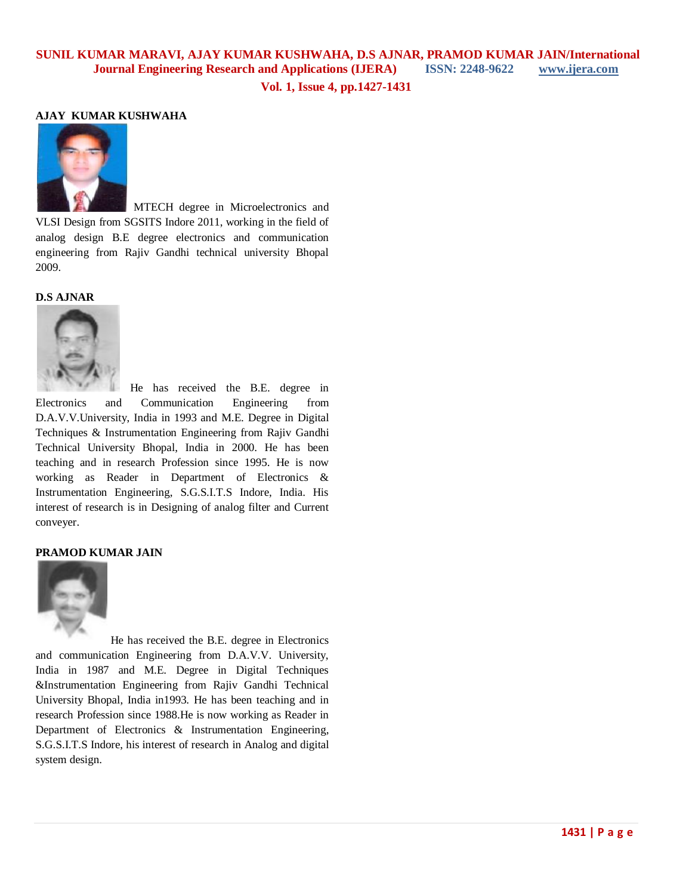**AJAY KUMAR KUSHWAHA**

MTECH degree in Microelectronics and VLSI Design from SGSITS Indore 2011, working in the field of analog design B.E degree electronics and communication engineering from Rajiv Gandhi technical university Bhopal 2009.

**D.S AJNAR**

He has received the B.E. degree in Electronics and Communication Engineering from D.A.V.V.University, India in 1993 and M.E. Degree in Digital Techniques & Instrumentation Engineering from Rajiv Gandhi Technical University Bhopal, India in 2000. He has been teaching and in research Profession since 1995. He is now working as Reader in Department of Electronics & Instrumentation Engineering, S.G.S.I.T.S Indore, India. His interest of research is in Designing of analog filter and Current conveyer.

**PRAMOD KUMAR JAIN**

He has received the B.E. degree in Electronics and communication Engineering from D.A.V.V. University, India in 1987 and M.E. Degree in Digital Techniques &Instrumentation Engineering from Rajiv Gandhi Technical University Bhopal, India in1993. He has been teaching and in research Profession since 1988.He is now working as Reader in Department of Electronics & Instrumentation Engineering, S.G.S.I.T.S Indore, his interest of research in Analog and digital system design.